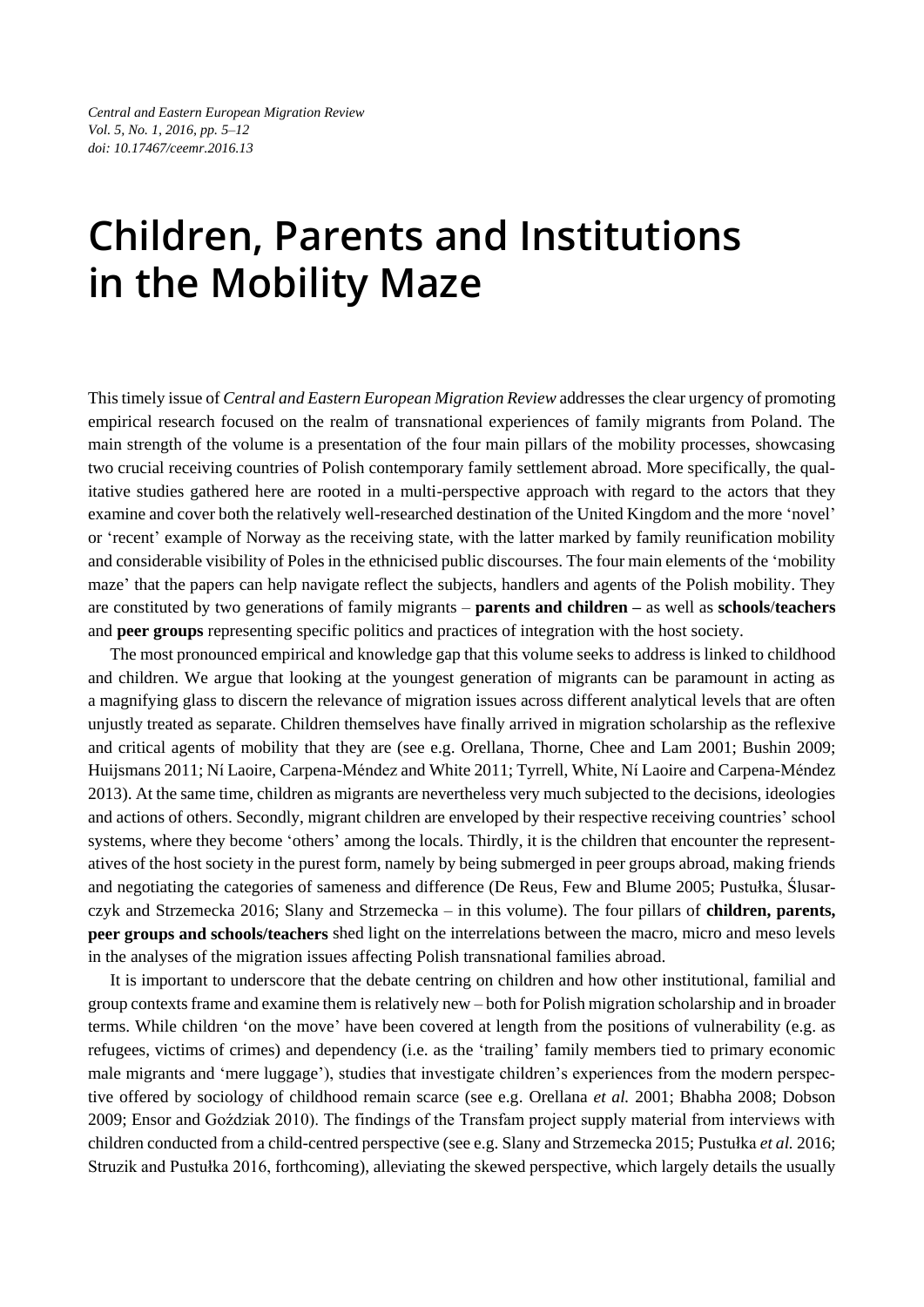# Children, Parents and Institutions in the Mobility Maze

This timely issue of *Central and Eastern European Migration Review* addresses the clear urgency of promoting empirical research focused on the realm of transnational experiences of family migrants from Poland. The main strength of the volume is a presentation of the four main pillars of the mobility processes, showcasing two crucial receiving countries of Polish contemporary family settlement abroad. More specifically, the qualitative studies gathered here are rooted in a multi-perspective approach with regard to the actors that they examine and cover both the relatively well-researched destination of the United Kingdom and the more 'novel' or 'recent' example of Norway as the receiving state, with the latter marked by family reunification mobility and considerable visibility of Poles in the ethnicised public discourses. The four main elements of the 'mobility maze' that the papers can help navigate reflect the subjects, handlers and agents of the Polish mobility. They are constituted by two generations of family migrants – **parents and children –** as well as **schools**/**teachers** and **peer groups** representing specific politics and practices of integration with the host society.

The most pronounced empirical and knowledge gap that this volume seeks to address is linked to childhood and children. We argue that looking at the youngest generation of migrants can be paramount in acting as a magnifying glass to discern the relevance of migration issues across different analytical levels that are often unjustly treated as separate. Children themselves have finally arrived in migration scholarship as the reflexive and critical agents of mobility that they are (see e.g. Orellana, Thorne, Chee and Lam 2001; Bushin 2009; Huijsmans 2011; Ní Laoire, Carpena-Méndez and White 2011; Tyrrell, White, Ní Laoire and Carpena-Méndez 2013). At the same time, children as migrants are nevertheless very much subjected to the decisions, ideologies and actions of others. Secondly, migrant children are enveloped by their respective receiving countries' school systems, where they become 'others' among the locals. Thirdly, it is the children that encounter the representatives of the host society in the purest form, namely by being submerged in peer groups abroad, making friends and negotiating the categories of sameness and difference (De Reus, Few and Blume 2005; Pustułka, Ślusarczyk and Strzemecka 2016; Slany and Strzemecka – in this volume). The four pillars of **children, parents, peer groups and schools/teachers** shed light on the interrelations between the macro, micro and meso levels in the analyses of the migration issues affecting Polish transnational families abroad.

It is important to underscore that the debate centring on children and how other institutional, familial and group contexts frame and examine them is relatively new – both for Polish migration scholarship and in broader terms. While children 'on the move' have been covered at length from the positions of vulnerability (e.g. as refugees, victims of crimes) and dependency (i.e. as the 'trailing' family members tied to primary economic male migrants and 'mere luggage'), studies that investigate children's experiences from the modern perspective offered by sociology of childhood remain scarce (see e.g. Orellana *et al.* 2001; Bhabha 2008; Dobson 2009; Ensor and Goździak 2010). The findings of the Transfam project supply material from interviews with children conducted from a child-centred perspective (see e.g. Slany and Strzemecka 2015; Pustułka *et al.* 2016; Struzik and Pustułka 2016, forthcoming), alleviating the skewed perspective, which largely details the usually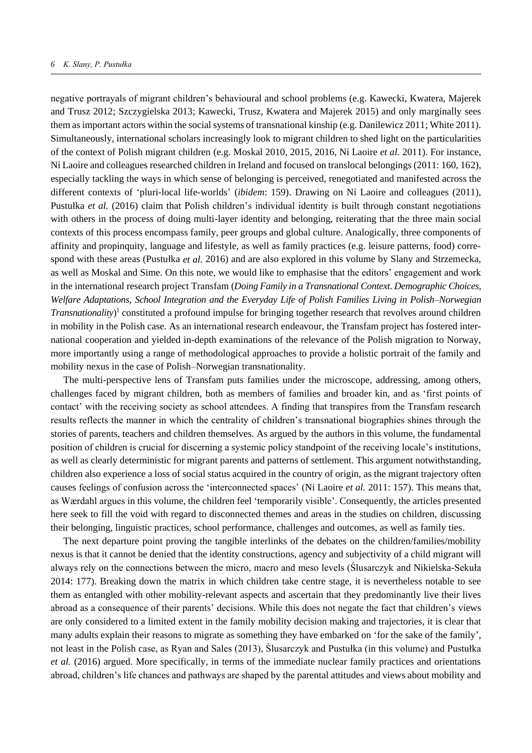negative portrayals of migrant children's behavioural and school problems (e.g. Kawecki, Kwatera, Majerek and Trusz 2012; Szczygielska 2013; Kawecki, Trusz, Kwatera and Majerek 2015) and only marginally sees them as important actors within the social systems of transnational kinship (e.g. Danilewicz 2011; White 2011). Simultaneously, international scholars increasingly look to migrant children to shed light on the particularities of the context of Polish migrant children (e.g. Moskal 2010, 2015, 2016, Ní Laoire *et al.* 2011). For instance, Ní Laoire and colleagues researched children in Ireland and focused on translocal belongings (2011: 160, 162), especially tackling the ways in which sense of belonging is perceived, renegotiated and manifested across the different contexts of 'pluri-local life-worlds' (*ibidem*: 159). Drawing on Ní Laoire and colleagues (2011), Pustułka *et al.* (2016) claim that Polish children's individual identity is built through constant negotiations with others in the process of doing multi-layer identity and belonging, reiterating that the three main social contexts of this process encompass family, peer groups and global culture. Analogically, three components of affinity and propinquity, language and lifestyle, as well as family practices (e.g. leisure patterns, food) correspond with these areas (Pustułka *et al.* 2016) and are also explored in this volume by Slany and Strzemecka, as well as Moskal and Sime. On this note, we would like to emphasise that the editors' engagement and work in the international research project Transfam (*Doing Family in a Transnational Context. Demographic Choices, Welfare Adaptations, School Integration and the Everyday Life of Polish Families Living in Polish–Norwegian Transnationality*)[1] constituted a profound impulse for bringing together research that revolves around children in mobility in the Polish case. As an international research endeavour, the Transfam project has fostered international cooperation and yielded in-depth examinations of the relevance of the Polish migration to Norway, more importantly using a range of methodological approaches to provide a holistic portrait of the family and mobility nexus in the case of Polish–Norwegian transnationality.

The multi-perspective lens of Transfam puts families under the microscope, addressing, among others, challenges faced by migrant children, both as members of families and broader kin, and as 'first points of contact' with the receiving society as school attendees. A finding that transpires from the Transfam research results reflects the manner in which the centrality of children's transnational biographies shines through the stories of parents, teachers and children themselves. As argued by the authors in this volume, the fundamental position of children is crucial for discerning a systemic policy standpoint of the receiving locale's institutions, as well as clearly deterministic for migrant parents and patterns of settlement. This argument notwithstanding, children also experience a loss of social status acquired in the country of origin, as the migrant trajectory often causes feelings of confusion across the 'interconnected spaces' (Ní Laoire *et al.* 2011: 157). This means that, as Wærdahl argues in this volume, the children feel 'temporarily visible'. Consequently, the articles presented here seek to fill the void with regard to disconnected themes and areas in the studies on children, discussing their belonging, linguistic practices, school performance, challenges and outcomes, as well as family ties.

The next departure point proving the tangible interlinks of the debates on the children/families/mobility nexus is that it cannot be denied that the identity constructions, agency and subjectivity of a child migrant will always rely on the connections between the micro, macro and meso levels (Ślusarczyk and Nikielska-Sekuła 2014: 177). Breaking down the matrix in which children take centre stage, it is nevertheless notable to see them as entangled with other mobility-relevant aspects and ascertain that they predominantly live their lives abroad as a consequence of their parents' decisions. While this does not negate the fact that children's views are only considered to a limited extent in the family mobility decision making and trajectories, it is clear that many adults explain their reasons to migrate as something they have embarked on 'for the sake of the family', not least in the Polish case, as Ryan and Sales (2013), Ślusarczyk and Pustułka (in this volume) and Pustułka *et al.* (2016) argued. More specifically, in terms of the immediate nuclear family practices and orientations abroad, children's life chances and pathways are shaped by the parental attitudes and views about mobility and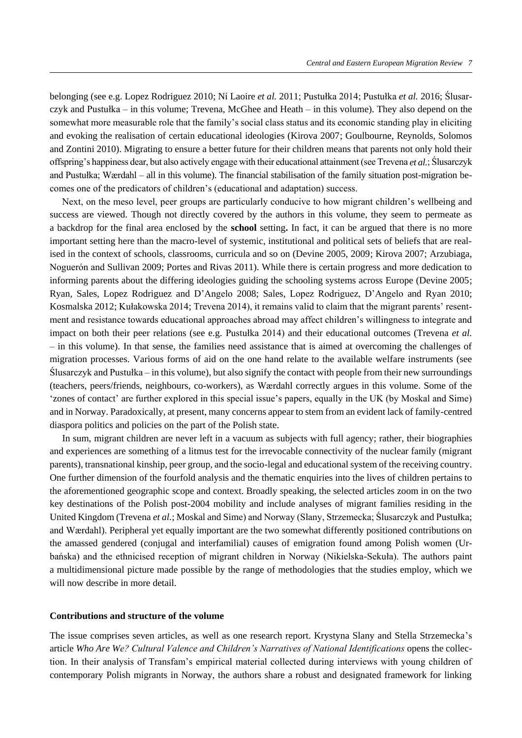belonging (see e.g. Lopez Rodriguez 2010; Ní Laoire *et al.* 2011; Pustułka 2014; Pustułka *et al.* 2016; Ślusarczyk and Pustułka – in this volume; Trevena, McGhee and Heath – in this volume). They also depend on the somewhat more measurable role that the family's social class status and its economic standing play in eliciting and evoking the realisation of certain educational ideologies (Kirova 2007; Goulbourne, Reynolds, Solomos and Zontini 2010). Migrating to ensure a better future for their children means that parents not only hold their offspring's happiness dear, but also actively engage with their educational attainment (see Trevena *et al.*; Ślusarczyk and Pustułka; Wærdahl – all in this volume). The financial stabilisation of the family situation post-migration becomes one of the predicators of children's (educational and adaptation) success.

Next, on the meso level, peer groups are particularly conducive to how migrant children's wellbeing and success are viewed. Though not directly covered by the authors in this volume, they seem to permeate as a backdrop for the final area enclosed by the **school** setting**.** In fact, it can be argued that there is no more important setting here than the macro-level of systemic, institutional and political sets of beliefs that are realised in the context of schools, classrooms, curricula and so on (Devine 2005, 2009; Kirova 2007; Arzubiaga, Noguerón and Sullivan 2009; Portes and Rivas 2011). While there is certain progress and more dedication to informing parents about the differing ideologies guiding the schooling systems across Europe (Devine 2005; Ryan, Sales, Lopez Rodriguez and D'Angelo 2008; Sales, Lopez Rodriguez, D'Angelo and Ryan 2010; Kosmalska 2012; Kułakowska 2014; Trevena 2014), it remains valid to claim that the migrant parents' resentment and resistance towards educational approaches abroad may affect children's willingness to integrate and impact on both their peer relations (see e.g. Pustułka 2014) and their educational outcomes (Trevena *et al.* – in this volume). In that sense, the families need assistance that is aimed at overcoming the challenges of migration processes. Various forms of aid on the one hand relate to the available welfare instruments (see Ślusarczyk and Pustułka – in this volume), but also signify the contact with people from their new surroundings (teachers, peers/friends, neighbours, co-workers), as Wærdahl correctly argues in this volume. Some of the 'zones of contact' are further explored in this special issue's papers, equally in the UK (by Moskal and Sime) and in Norway. Paradoxically, at present, many concerns appear to stem from an evident lack of family-centred diaspora politics and policies on the part of the Polish state.

In sum, migrant children are never left in a vacuum as subjects with full agency; rather, their biographies and experiences are something of a litmus test for the irrevocable connectivity of the nuclear family (migrant parents), transnational kinship, peer group, and the socio-legal and educational system of the receiving country. One further dimension of the fourfold analysis and the thematic enquiries into the lives of children pertains to the aforementioned geographic scope and context. Broadly speaking, the selected articles zoom in on the two key destinations of the Polish post-2004 mobility and include analyses of migrant families residing in the United Kingdom (Trevena *et al.*; Moskal and Sime) and Norway (Slany, Strzemecka; Ślusarczyk and Pustułka; and Wærdahl). Peripheral yet equally important are the two somewhat differently positioned contributions on the amassed gendered (conjugal and interfamilial) causes of emigration found among Polish women (Urbańska) and the ethnicised reception of migrant children in Norway (Nikielska-Sekuła). The authors paint a multidimensional picture made possible by the range of methodologies that the studies employ, which we will now describe in more detail.

### Contributions and structure of the volume

The issue comprises seven articles, as well as one research report. Krystyna Slany and Stella Strzemecka's article *Who Are We? Cultural Valence and Children's Narratives of National Identifications* opens the collection. In their analysis of Transfam's empirical material collected during interviews with young children of contemporary Polish migrants in Norway, the authors share a robust and designated framework for linking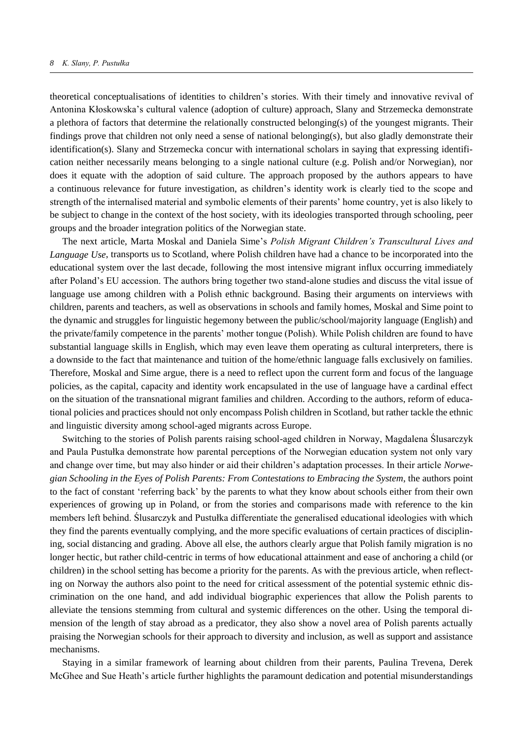theoretical conceptualisations of identities to children's stories. With their timely and innovative revival of Antonina Kłoskowska's cultural valence (adoption of culture) approach, Slany and Strzemecka demonstrate a plethora of factors that determine the relationally constructed belonging(s) of the youngest migrants. Their findings prove that children not only need a sense of national belonging(s), but also gladly demonstrate their identification(s). Slany and Strzemecka concur with international scholars in saying that expressing identification neither necessarily means belonging to a single national culture (e.g. Polish and/or Norwegian), nor does it equate with the adoption of said culture. The approach proposed by the authors appears to have a continuous relevance for future investigation, as children's identity work is clearly tied to the scope and strength of the internalised material and symbolic elements of their parents' home country, yet is also likely to be subject to change in the context of the host society, with its ideologies transported through schooling, peer groups and the broader integration politics of the Norwegian state.

The next article, Marta Moskal and Daniela Sime's *Polish Migrant Children's Transcultural Lives and Language Use*, transports us to Scotland, where Polish children have had a chance to be incorporated into the educational system over the last decade, following the most intensive migrant influx occurring immediately after Poland's EU accession. The authors bring together two stand-alone studies and discuss the vital issue of language use among children with a Polish ethnic background. Basing their arguments on interviews with children, parents and teachers, as well as observations in schools and family homes, Moskal and Sime point to the dynamic and struggles for linguistic hegemony between the public/school/majority language (English) and the private/family competence in the parents' mother tongue (Polish). While Polish children are found to have substantial language skills in English, which may even leave them operating as cultural interpreters, there is a downside to the fact that maintenance and tuition of the home/ethnic language falls exclusively on families. Therefore, Moskal and Sime argue, there is a need to reflect upon the current form and focus of the language policies, as the capital, capacity and identity work encapsulated in the use of language have a cardinal effect on the situation of the transnational migrant families and children. According to the authors, reform of educational policies and practices should not only encompass Polish children in Scotland, but rather tackle the ethnic and linguistic diversity among school-aged migrants across Europe.

Switching to the stories of Polish parents raising school-aged children in Norway, Magdalena Ślusarczyk and Paula Pustułka demonstrate how parental perceptions of the Norwegian education system not only vary and change over time, but may also hinder or aid their children's adaptation processes. In their article *Norwegian Schooling in the Eyes of Polish Parents: From Contestations to Embracing the System*, the authors point to the fact of constant 'referring back' by the parents to what they know about schools either from their own experiences of growing up in Poland, or from the stories and comparisons made with reference to the kin members left behind. Ślusarczyk and Pustułka differentiate the generalised educational ideologies with which they find the parents eventually complying, and the more specific evaluations of certain practices of disciplining, social distancing and grading. Above all else, the authors clearly argue that Polish family migration is no longer hectic, but rather child-centric in terms of how educational attainment and ease of anchoring a child (or children) in the school setting has become a priority for the parents. As with the previous article, when reflecting on Norway the authors also point to the need for critical assessment of the potential systemic ethnic discrimination on the one hand, and add individual biographic experiences that allow the Polish parents to alleviate the tensions stemming from cultural and systemic differences on the other. Using the temporal dimension of the length of stay abroad as a predicator, they also show a novel area of Polish parents actually praising the Norwegian schools for their approach to diversity and inclusion, as well as support and assistance mechanisms.

Staying in a similar framework of learning about children from their parents, Paulina Trevena, Derek McGhee and Sue Heath's article further highlights the paramount dedication and potential misunderstandings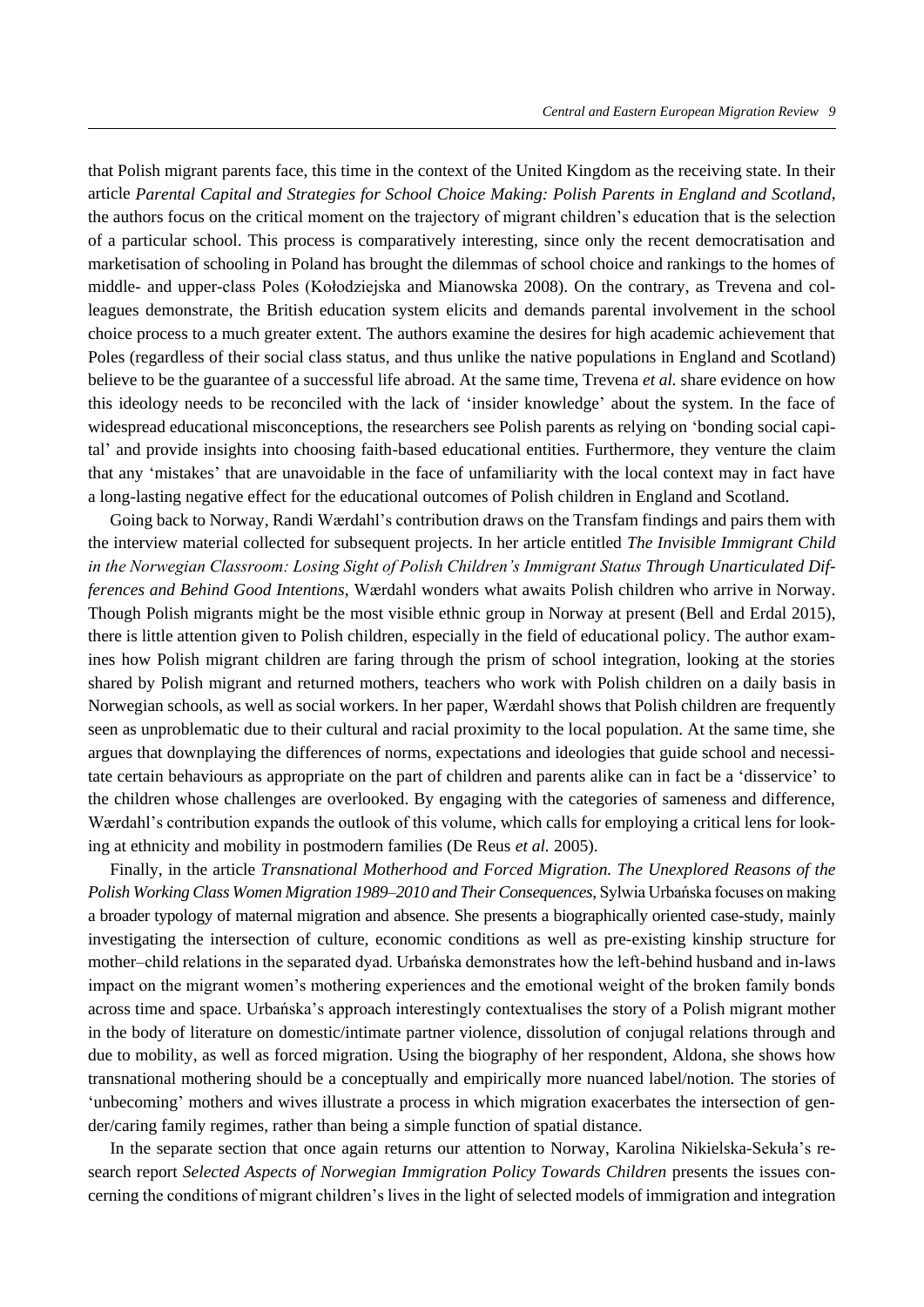that Polish migrant parents face, this time in the context of the United Kingdom as the receiving state. In their article *Parental Capital and Strategies for School Choice Making: Polish Parents in England and Scotland*, the authors focus on the critical moment on the trajectory of migrant children's education that is the selection of a particular school. This process is comparatively interesting, since only the recent democratisation and marketisation of schooling in Poland has brought the dilemmas of school choice and rankings to the homes of middle- and upper-class Poles (Kołodziejska and Mianowska 2008). On the contrary, as Trevena and colleagues demonstrate, the British education system elicits and demands parental involvement in the school choice process to a much greater extent. The authors examine the desires for high academic achievement that Poles (regardless of their social class status, and thus unlike the native populations in England and Scotland) believe to be the guarantee of a successful life abroad. At the same time, Trevena *et al.* share evidence on how this ideology needs to be reconciled with the lack of 'insider knowledge' about the system. In the face of widespread educational misconceptions, the researchers see Polish parents as relying on 'bonding social capital' and provide insights into choosing faith-based educational entities. Furthermore, they venture the claim that any 'mistakes' that are unavoidable in the face of unfamiliarity with the local context may in fact have a long-lasting negative effect for the educational outcomes of Polish children in England and Scotland.

Going back to Norway, Randi Wærdahl's contribution draws on the Transfam findings and pairs them with the interview material collected for subsequent projects. In her article entitled *The Invisible Immigrant Child in the Norwegian Classroom: Losing Sight of Polish Children's Immigrant Status Through Unarticulated Differences and Behind Good Intentions*, Wærdahl wonders what awaits Polish children who arrive in Norway. Though Polish migrants might be the most visible ethnic group in Norway at present (Bell and Erdal 2015), there is little attention given to Polish children, especially in the field of educational policy. The author examines how Polish migrant children are faring through the prism of school integration, looking at the stories shared by Polish migrant and returned mothers, teachers who work with Polish children on a daily basis in Norwegian schools, as well as social workers. In her paper, Wærdahl shows that Polish children are frequently seen as unproblematic due to their cultural and racial proximity to the local population. At the same time, she argues that downplaying the differences of norms, expectations and ideologies that guide school and necessitate certain behaviours as appropriate on the part of children and parents alike can in fact be a 'disservice' to the children whose challenges are overlooked. By engaging with the categories of sameness and difference, Wærdahl's contribution expands the outlook of this volume, which calls for employing a critical lens for looking at ethnicity and mobility in postmodern families (De Reus *et al.* 2005).

Finally, in the article *Transnational Motherhood and Forced Migration. The Unexplored Reasons of the Polish Working Class Women Migration 1989–2010 and Their Consequences*, Sylwia Urbańska focuses on making a broader typology of maternal migration and absence. She presents a biographically oriented case-study, mainly investigating the intersection of culture, economic conditions as well as pre-existing kinship structure for mother–child relations in the separated dyad. Urbańska demonstrates how the left-behind husband and in-laws impact on the migrant women's mothering experiences and the emotional weight of the broken family bonds across time and space. Urbańska's approach interestingly contextualises the story of a Polish migrant mother in the body of literature on domestic/intimate partner violence, dissolution of conjugal relations through and due to mobility, as well as forced migration. Using the biography of her respondent, Aldona, she shows how transnational mothering should be a conceptually and empirically more nuanced label/notion. The stories of 'unbecoming' mothers and wives illustrate a process in which migration exacerbates the intersection of gender/caring family regimes, rather than being a simple function of spatial distance.

In the separate section that once again returns our attention to Norway, Karolina Nikielska-Sekuła's research report *Selected Aspects of Norwegian Immigration Policy Towards Children* presents the issues concerning the conditions of migrant children's lives in the light of selected models of immigration and integration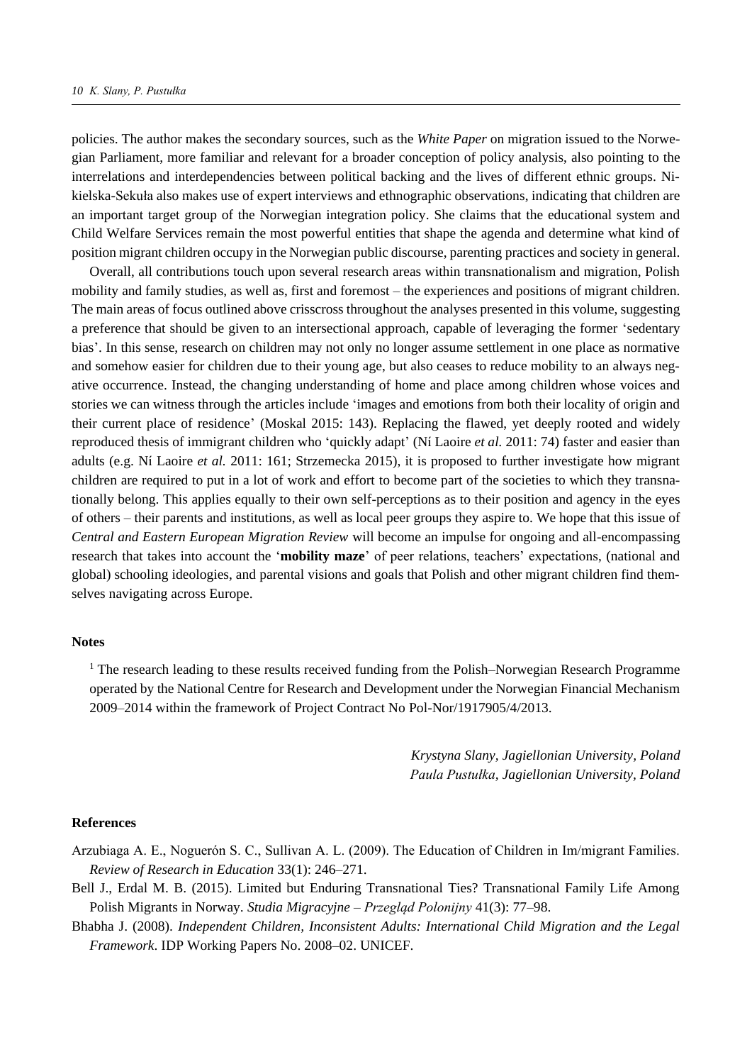policies. The author makes the secondary sources, such as the *White Paper* on migration issued to the Norwegian Parliament, more familiar and relevant for a broader conception of policy analysis, also pointing to the interrelations and interdependencies between political backing and the lives of different ethnic groups. Nikielska-Sekuła also makes use of expert interviews and ethnographic observations, indicating that children are an important target group of the Norwegian integration policy. She claims that the educational system and Child Welfare Services remain the most powerful entities that shape the agenda and determine what kind of position migrant children occupy in the Norwegian public discourse, parenting practices and society in general.

Overall, all contributions touch upon several research areas within transnationalism and migration, Polish mobility and family studies, as well as, first and foremost – the experiences and positions of migrant children. The main areas of focus outlined above crisscross throughout the analyses presented in this volume, suggesting a preference that should be given to an intersectional approach, capable of leveraging the former 'sedentary bias'. In this sense, research on children may not only no longer assume settlement in one place as normative and somehow easier for children due to their young age, but also ceases to reduce mobility to an always negative occurrence. Instead, the changing understanding of home and place among children whose voices and stories we can witness through the articles include 'images and emotions from both their locality of origin and their current place of residence' (Moskal 2015: 143). Replacing the flawed, yet deeply rooted and widely reproduced thesis of immigrant children who 'quickly adapt' (Ní Laoire *et al.* 2011: 74) faster and easier than adults (e.g. Ní Laoire *et al.* 2011: 161; Strzemecka 2015), it is proposed to further investigate how migrant children are required to put in a lot of work and effort to become part of the societies to which they transnationally belong. This applies equally to their own self-perceptions as to their position and agency in the eyes of others – their parents and institutions, as well as local peer groups they aspire to. We hope that this issue of *Central and Eastern European Migration Review* will become an impulse for ongoing and all-encompassing research that takes into account the '**mobility maze**' of peer relations, teachers' expectations, (national and global) schooling ideologies, and parental visions and goals that Polish and other migrant children find themselves navigating across Europe.

## Notes

[1] The research leading to these results received funding from the Polish–Norwegian Research Programme operated by the National Centre for Research and Development under the Norwegian Financial Mechanism 2009–2014 within the framework of Project Contract No Pol-Nor/1917905/4/2013.

*Krystyna Slany, Jagiellonian University, Poland*
*Paula Pustułka, Jagiellonian University, Poland*

## References

Arzubiaga A. E., Noguerón S. C., Sullivan A. L. (2009). The Education of Children in Im/migrant Families. *Review of Research in Education* 33(1): 246–271.

Bell J., Erdal M. B. (2015). Limited but Enduring Transnational Ties? Transnational Family Life Among Polish Migrants in Norway. *Studia Migracyjne – Przegląd Polonijny* 41(3): 77–98.

Bhabha J. (2008). *Independent Children, Inconsistent Adults: International Child Migration and the Legal Framework*. IDP Working Papers No. 2008–02. UNICEF.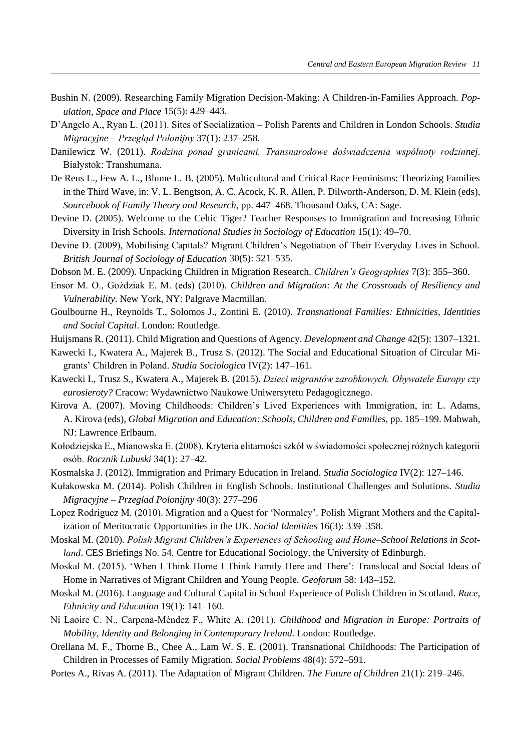Bushin N. (2009). Researching Family Migration Decision-Making: A Children-in-Families Approach. *Population, Space and Place* 15(5): 429–443.

D'Angelo A., Ryan L. (2011). Sites of Socialization – Polish Parents and Children in London Schools. *Studia Migracyjne – Przegląd Polonijny* 37(1): 237–258.

Danilewicz W. (2011). *Rodzina ponad granicami. Transnarodowe doświadczenia wspólnoty rodzinnej*. Białystok: Transhumana.

De Reus L., Few A. L., Blume L. B. (2005). Multicultural and Critical Race Feminisms: Theorizing Families in the Third Wave, in: V. L. Bengtson, A. C. Acock, K. R. Allen, P. Dilworth-Anderson, D. M. Klein (eds), *Sourcebook of Family Theory and Research*, pp. 447–468. Thousand Oaks, CA: Sage.

Devine D. (2005). Welcome to the Celtic Tiger? Teacher Responses to Immigration and Increasing Ethnic Diversity in Irish Schools. *International Studies in Sociology of Education* 15(1): 49–70.

Devine D. (2009), Mobilising Capitals? Migrant Children's Negotiation of Their Everyday Lives in School. *British Journal of Sociology of Education* 30(5): 521–535.

Dobson M. E. (2009). Unpacking Children in Migration Research. *Children's Geographies* 7(3): 355–360.

Ensor M. O., Goździak E. M. (eds) (2010). *Children and Migration: At the Crossroads of Resiliency and Vulnerability*. New York, NY: Palgrave Macmillan.

Goulbourne H., Reynolds T., Solomos J., Zontini E. (2010). *Transnational Families: Ethnicities, Identities and Social Capital*. London: Routledge.

Huijsmans R. (2011). Child Migration and Questions of Agency. *Development and Change* 42(5): 1307–1321.

Kawecki I., Kwatera A., Majerek B., Trusz S. (2012). The Social and Educational Situation of Circular Migrants' Children in Poland. *Studia Sociologica* IV(2): 147–161.

Kawecki I., Trusz S., Kwatera A., Majerek B. (2015). *Dzieci migrantów zarobkowych. Obywatele Europy czy eurosieroty?* Cracow: Wydawnictwo Naukowe Uniwersytetu Pedagogicznego.

Kirova A. (2007). Moving Childhoods: Children's Lived Experiences with Immigration, in: L. Adams, A. Kirova (eds), *Global Migration and Education: Schools, Children and Families*, pp. 185–199. Mahwah, NJ: Lawrence Erlbaum.

Kołodziejska E., Mianowska E. (2008). Kryteria elitarności szkół w świadomości społecznej różnych kategorii osób. *Rocznik Lubuski* 34(1): 27–42.

Kosmalska J. (2012). Immigration and Primary Education in Ireland. *Studia Sociologica* IV(2): 127–146.

Kułakowska M. (2014). Polish Children in English Schools. Institutional Challenges and Solutions. *Studia Migracyjne – Przeglad Polonijny* 40(3): 277–296

Lopez Rodriguez M. (2010). Migration and a Quest for 'Normalcy'. Polish Migrant Mothers and the Capitalization of Meritocratic Opportunities in the UK. *Social Identities* 16(3): 339–358.

Moskal M. (2010). *Polish Migrant Children's Experiences of Schooling and Home–School Relations in Scotland*. CES Briefings No. 54. Centre for Educational Sociology, the University of Edinburgh.

Moskal M. (2015). 'When I Think Home I Think Family Here and There': Translocal and Social Ideas of Home in Narratives of Migrant Children and Young People. *Geoforum* 58: 143–152.

Moskal M. (2016). Language and Cultural Capital in School Experience of Polish Children in Scotland. *Race, Ethnicity and Education* 19(1): 141–160.

Ní Laoire C. N., Carpena-Méndez F., White A. (2011). *Childhood and Migration in Europe: Portraits of Mobility, Identity and Belonging in Contemporary Ireland.* London: Routledge.

Orellana M. F., Thorne B., Chee A., Lam W. S. E. (2001). Transnational Childhoods: The Participation of Children in Processes of Family Migration. *Social Problems* 48(4): 572–591.

Portes A., Rivas A. (2011). The Adaptation of Migrant Children. *The Future of Children* 21(1): 219–246.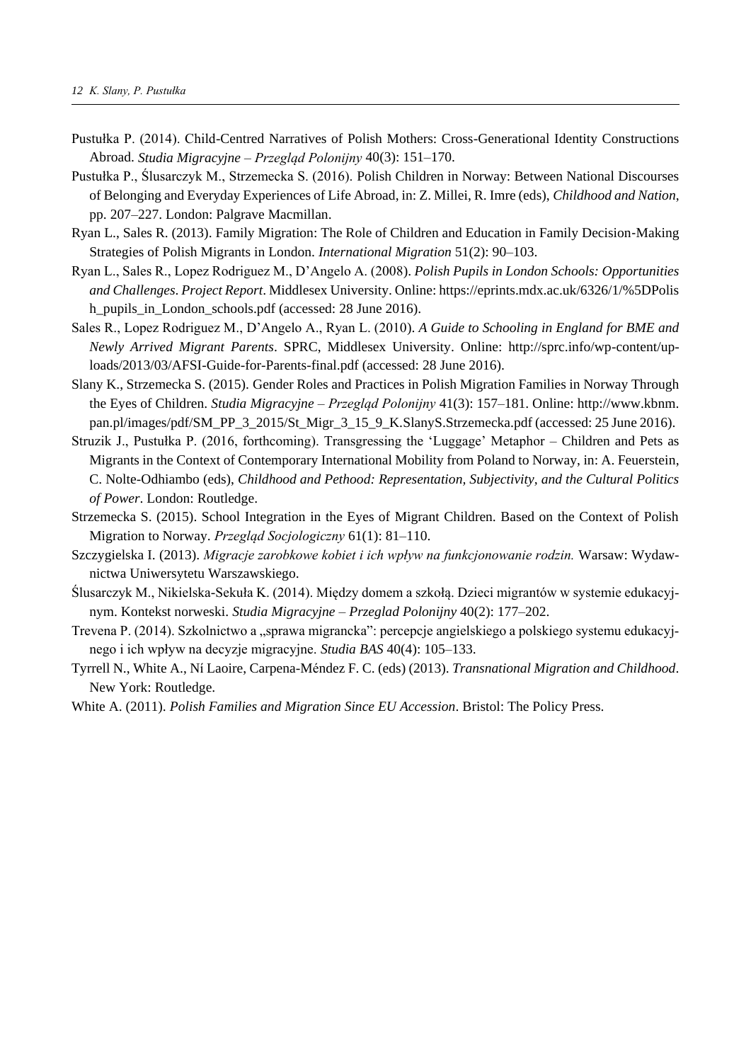Pustułka P. (2014). Child-Centred Narratives of Polish Mothers: Cross-Generational Identity Constructions Abroad. *Studia Migracyjne – Przegląd Polonijny* 40(3): 151–170.

Pustułka P., Ślusarczyk M., Strzemecka S. (2016). Polish Children in Norway: Between National Discourses of Belonging and Everyday Experiences of Life Abroad, in: Z. Millei, R. Imre (eds), *Childhood and Nation*, pp. 207–227. London: Palgrave Macmillan.

Ryan L., Sales R. (2013). Family Migration: The Role of Children and Education in Family Decision-Making Strategies of Polish Migrants in London. *International Migration* 51(2): 90–103.

Ryan L., Sales R., Lopez Rodriguez M., D'Angelo A. (2008). *Polish Pupils in London Schools: Opportunities and Challenges*. *Project Report*. Middlesex University. Online: https://eprints.mdx.ac.uk/6326/1/%5DPolish_pupils_in_London_schools.pdf (accessed: 28 June 2016).

Sales R., Lopez Rodriguez M., D'Angelo A., Ryan L. (2010). *A Guide to Schooling in England for BME and Newly Arrived Migrant Parents*. SPRC, Middlesex University. Online: http://sprc.info/wp-content/uploads/2013/03/AFSI-Guide-for-Parents-final.pdf (accessed: 28 June 2016).

Slany K., Strzemecka S. (2015). Gender Roles and Practices in Polish Migration Families in Norway Through the Eyes of Children. *Studia Migracyjne – Przegląd Polonijny* 41(3): 157–181. Online: http://www.kbnm.pan.pl/images/pdf/SM_PP_3_2015/St_Migr_3_15_9_K.SlanyS.Strzemecka.pdf (accessed: 25 June 2016).

Struzik J., Pustułka P. (2016, forthcoming). Transgressing the 'Luggage' Metaphor – Children and Pets as Migrants in the Context of Contemporary International Mobility from Poland to Norway, in: A. Feuerstein, C. Nolte-Odhiambo (eds), *Childhood and Pethood: Representation, Subjectivity, and the Cultural Politics of Power*. London: Routledge.

Strzemecka S. (2015). School Integration in the Eyes of Migrant Children. Based on the Context of Polish Migration to Norway. *Przegląd Socjologiczny* 61(1): 81–110.

Szczygielska I. (2013). *Migracje zarobkowe kobiet i ich wpływ na funkcjonowanie rodzin.* Warsaw: Wydawnictwa Uniwersytetu Warszawskiego.

Ślusarczyk M., Nikielska-Sekuła K. (2014). Między domem a szkołą. Dzieci migrantów w systemie edukacyjnym. Kontekst norweski. *Studia Migracyjne – Przeglad Polonijny* 40(2): 177–202.

Trevena P. (2014). Szkolnictwo a „sprawa migrancka": percepcje angielskiego a polskiego systemu edukacyjnego i ich wpływ na decyzje migracyjne. *Studia BAS* 40(4): 105–133.

Tyrrell N., White A., Ní Laoire, Carpena-Méndez F. C. (eds) (2013). *Transnational Migration and Childhood*. New York: Routledge.

White A. (2011). *Polish Families and Migration Since EU Accession*. Bristol: The Policy Press.